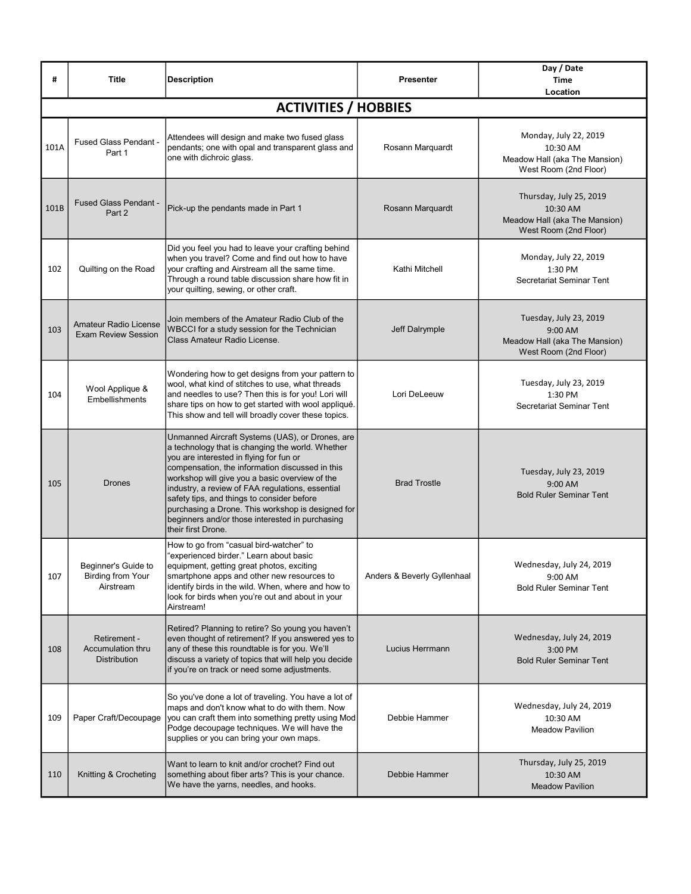| # | Title | Description | Presenter | Day / Date<br>Time<br>Location |
|---|---|---|---|---|
| **ACTIVITIES / HOBBIES** | | | | |
| 101A | Fused Glass Pendant - Part 1 | Attendees will design and make two fused glass pendants; one with opal and transparent glass and one with dichroic glass. | Rosann Marquardt | Monday, July 22, 2019<br>10:30 AM<br>Meadow Hall (aka The Mansion)<br>West Room (2nd Floor) |
| 101B | Fused Glass Pendant - Part 2 | Pick-up the pendants made in Part 1 | Rosann Marquardt | Thursday, July 25, 2019<br>10:30 AM<br>Meadow Hall (aka The Mansion)<br>West Room (2nd Floor) |
| 102 | Quilting on the Road | Did you feel you had to leave your crafting behind when you travel? Come and find out how to have your crafting and Airstream all the same time. Through a round table discussion share how fit in your quilting, sewing, or other craft. | Kathi Mitchell | Monday, July 22, 2019<br>1:30 PM<br>Secretariat Seminar Tent |
| 103 | Amateur Radio License Exam Review Session | Join members of the Amateur Radio Club of the WBCCI for a study session for the Technician Class Amateur Radio License. | Jeff Dalrymple | Tuesday, July 23, 2019<br>9:00 AM<br>Meadow Hall (aka The Mansion)<br>West Room (2nd Floor) |
| 104 | Wool Applique & Embellishments | Wondering how to get designs from your pattern to wool, what kind of stitches to use, what threads and needles to use? Then this is for you! Lori will share tips on how to get started with wool appliqué. This show and tell will broadly cover these topics. | Lori DeLeeuw | Tuesday, July 23, 2019<br>1:30 PM<br>Secretariat Seminar Tent |
| 105 | Drones | Unmanned Aircraft Systems (UAS), or Drones, are a technology that is changing the world. Whether you are interested in flying for fun or compensation, the information discussed in this workshop will give you a basic overview of the industry, a review of FAA regulations, essential safety tips, and things to consider before purchasing a Drone. This workshop is designed for beginners and/or those interested in purchasing their first Drone. | Brad Trostle | Tuesday, July 23, 2019<br>9:00 AM<br>Bold Ruler Seminar Tent |
| 107 | Beginner's Guide to Birding from Your Airstream | How to go from "casual bird-watcher" to "experienced birder." Learn about basic equipment, getting great photos, exciting smartphone apps and other new resources to identify birds in the wild. When, where and how to look for birds when you're out and about in your Airstream! | Anders & Beverly Gyllenhaal | Wednesday, July 24, 2019<br>9:00 AM<br>Bold Ruler Seminar Tent |
| 108 | Retirement - Accumulation thru Distribution | Retired? Planning to retire? So young you haven't even thought of retirement? If you answered yes to any of these this roundtable is for you. We'll discuss a variety of topics that will help you decide if you're on track or need some adjustments. | Lucius Herrmann | Wednesday, July 24, 2019<br>3:00 PM<br>Bold Ruler Seminar Tent |
| 109 | Paper Craft/Decoupage | So you've done a lot of traveling. You have a lot of maps and don't know what to do with them. Now you can craft them into something pretty using Mod Podge decoupage techniques. We will have the supplies or you can bring your own maps. | Debbie Hammer | Wednesday, July 24, 2019<br>10:30 AM<br>Meadow Pavilion |
| 110 | Knitting & Crocheting | Want to learn to knit and/or crochet? Find out something about fiber arts? This is your chance. We have the yarns, needles, and hooks. | Debbie Hammer | Thursday, July 25, 2019<br>10:30 AM<br>Meadow Pavilion |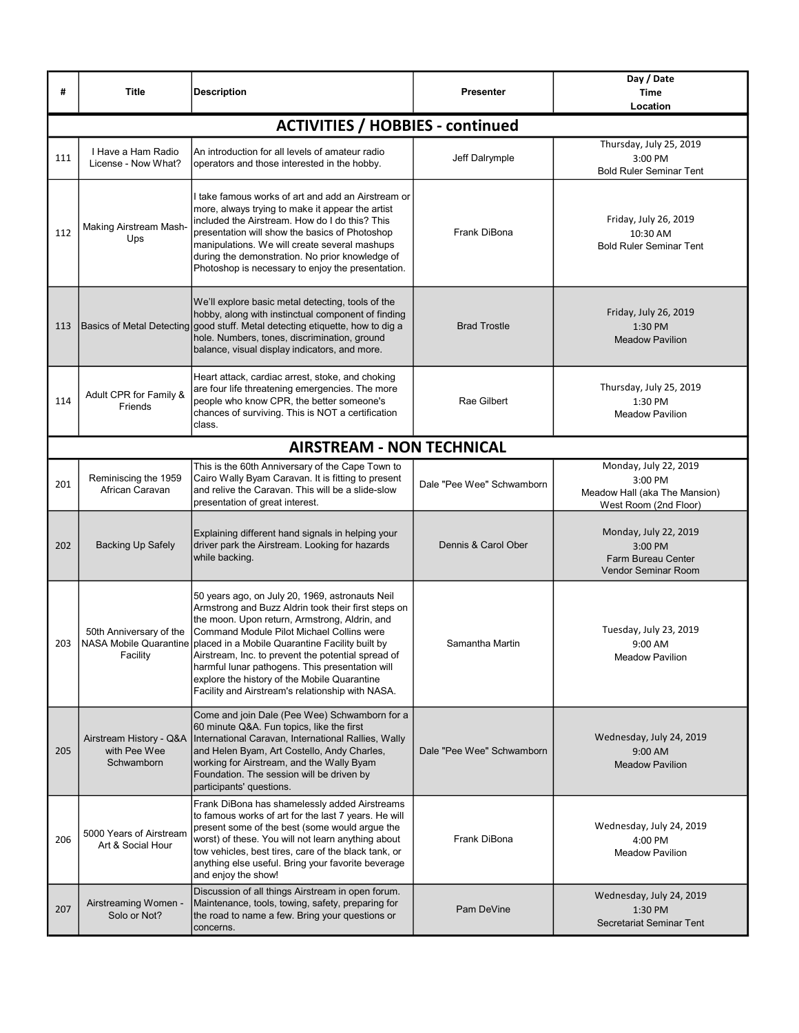| # | Title | Description | Presenter | Day / Date<br>Time<br>Location |
|---|---|---|---|---|
| **ACTIVITIES / HOBBIES - continued** | | | | |
| 111 | I Have a Ham Radio License - Now What? | An introduction for all levels of amateur radio operators and those interested in the hobby. | Jeff Dalrymple | Thursday, July 25, 2019<br>3:00 PM<br>Bold Ruler Seminar Tent |
| 112 | Making Airstream Mash-Ups | I take famous works of art and add an Airstream or more, always trying to make it appear the artist included the Airstream. How do I do this? This presentation will show the basics of Photoshop manipulations. We will create several mashups during the demonstration. No prior knowledge of Photoshop is necessary to enjoy the presentation. | Frank DiBona | Friday, July 26, 2019<br>10:30 AM<br>Bold Ruler Seminar Tent |
| 113 | Basics of Metal Detecting | We'll explore basic metal detecting, tools of the hobby, along with instinctual component of finding good stuff. Metal detecting etiquette, how to dig a hole. Numbers, tones, discrimination, ground balance, visual display indicators, and more. | Brad Trostle | Friday, July 26, 2019<br>1:30 PM<br>Meadow Pavilion |
| 114 | Adult CPR for Family & Friends | Heart attack, cardiac arrest, stoke, and choking are four life threatening emergencies. The more people who know CPR, the better someone's chances of surviving. This is NOT a certification class. | Rae Gilbert | Thursday, July 25, 2019<br>1:30 PM<br>Meadow Pavilion |
| **AIRSTREAM - NON TECHNICAL** | | | | |
| 201 | Reminiscing the 1959 African Caravan | This is the 60th Anniversary of the Cape Town to Cairo Wally Byam Caravan. It is fitting to present and relive the Caravan. This will be a slide-slow presentation of great interest. | Dale "Pee Wee" Schwamborn | Monday, July 22, 2019<br>3:00 PM<br>Meadow Hall (aka The Mansion)<br>West Room (2nd Floor) |
| 202 | Backing Up Safely | Explaining different hand signals in helping your driver park the Airstream. Looking for hazards while backing. | Dennis & Carol Ober | Monday, July 22, 2019<br>3:00 PM<br>Farm Bureau Center<br>Vendor Seminar Room |
| 203 | 50th Anniversary of the NASA Mobile Quarantine Facility | 50 years ago, on July 20, 1969, astronauts Neil Armstrong and Buzz Aldrin took their first steps on the moon. Upon return, Armstrong, Aldrin, and Command Module Pilot Michael Collins were placed in a Mobile Quarantine Facility built by Airstream, Inc. to prevent the potential spread of harmful lunar pathogens. This presentation will explore the history of the Mobile Quarantine Facility and Airstream's relationship with NASA. | Samantha Martin | Tuesday, July 23, 2019<br>9:00 AM<br>Meadow Pavilion |
| 205 | Airstream History - Q&A with Pee Wee Schwamborn | Come and join Dale (Pee Wee) Schwamborn for a 60 minute Q&A. Fun topics, like the first International Caravan, International Rallies, Wally and Helen Byam, Art Costello, Andy Charles, working for Airstream, and the Wally Byam Foundation. The session will be driven by participants' questions. | Dale "Pee Wee" Schwamborn | Wednesday, July 24, 2019<br>9:00 AM<br>Meadow Pavilion |
| 206 | 5000 Years of Airstream Art & Social Hour | Frank DiBona has shamelessly added Airstreams to famous works of art for the last 7 years. He will present some of the best (some would argue the worst) of these. You will not learn anything about tow vehicles, best tires, care of the black tank, or anything else useful. Bring your favorite beverage and enjoy the show! | Frank DiBona | Wednesday, July 24, 2019<br>4:00 PM<br>Meadow Pavilion |
| 207 | Airstreaming Women - Solo or Not? | Discussion of all things Airstream in open forum. Maintenance, tools, towing, safety, preparing for the road to name a few. Bring your questions or concerns. | Pam DeVine | Wednesday, July 24, 2019<br>1:30 PM<br>Secretariat Seminar Tent |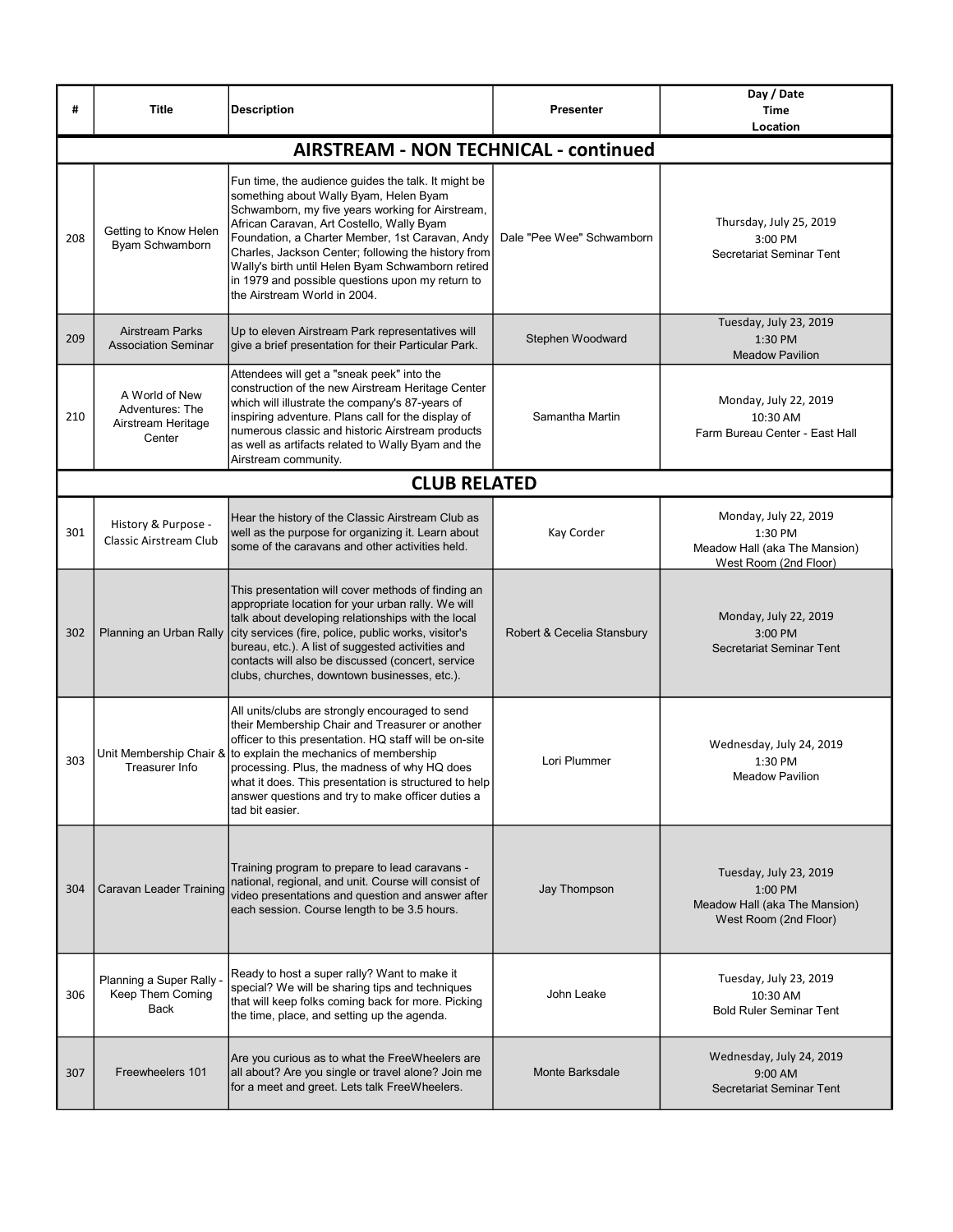| # | Title | Description | Presenter | Day / Date<br>Time<br>Location |
|---|---|---|---|---|
| **AIRSTREAM - NON TECHNICAL - continued** | | | | |
| 208 | Getting to Know Helen Byam Schwamborn | Fun time, the audience guides the talk. It might be something about Wally Byam, Helen Byam Schwamborn, my five years working for Airstream, African Caravan, Art Costello, Wally Byam Foundation, a Charter Member, 1st Caravan, Andy Charles, Jackson Center; following the history from Wally's birth until Helen Byam Schwamborn retired in 1979 and possible questions upon my return to the Airstream World in 2004. | Dale "Pee Wee" Schwamborn | Thursday, July 25, 2019<br>3:00 PM<br>Secretariat Seminar Tent |
| 209 | Airstream Parks Association Seminar | Up to eleven Airstream Park representatives will give a brief presentation for their Particular Park. | Stephen Woodward | Tuesday, July 23, 2019<br>1:30 PM<br>Meadow Pavilion |
| 210 | A World of New Adventures: The Airstream Heritage Center | Attendees will get a "sneak peek" into the construction of the new Airstream Heritage Center which will illustrate the company's 87-years of inspiring adventure. Plans call for the display of numerous classic and historic Airstream products as well as artifacts related to Wally Byam and the Airstream community. | Samantha Martin | Monday, July 22, 2019<br>10:30 AM<br>Farm Bureau Center - East Hall |
| **CLUB RELATED** | | | | |
| 301 | History & Purpose - Classic Airstream Club | Hear the history of the Classic Airstream Club as well as the purpose for organizing it. Learn about some of the caravans and other activities held. | Kay Corder | Monday, July 22, 2019<br>1:30 PM<br>Meadow Hall (aka The Mansion)<br>West Room (2nd Floor) |
| 302 | Planning an Urban Rally | This presentation will cover methods of finding an appropriate location for your urban rally. We will talk about developing relationships with the local city services (fire, police, public works, visitor's bureau, etc.). A list of suggested activities and contacts will also be discussed (concert, service clubs, churches, downtown businesses, etc.). | Robert & Cecelia Stansbury | Monday, July 22, 2019<br>3:00 PM<br>Secretariat Seminar Tent |
| 303 | Unit Membership Chair & Treasurer Info | All units/clubs are strongly encouraged to send their Membership Chair and Treasurer or another officer to this presentation. HQ staff will be on-site to explain the mechanics of membership processing. Plus, the madness of why HQ does what it does. This presentation is structured to help answer questions and try to make officer duties a tad bit easier. | Lori Plummer | Wednesday, July 24, 2019<br>1:30 PM<br>Meadow Pavilion |
| 304 | Caravan Leader Training | Training program to prepare to lead caravans - national, regional, and unit. Course will consist of video presentations and question and answer after each session. Course length to be 3.5 hours. | Jay Thompson | Tuesday, July 23, 2019<br>1:00 PM<br>Meadow Hall (aka The Mansion)<br>West Room (2nd Floor) |
| 306 | Planning a Super Rally - Keep Them Coming Back | Ready to host a super rally? Want to make it special? We will be sharing tips and techniques that will keep folks coming back for more. Picking the time, place, and setting up the agenda. | John Leake | Tuesday, July 23, 2019<br>10:30 AM<br>Bold Ruler Seminar Tent |
| 307 | Freewheelers 101 | Are you curious as to what the FreeWheelers are all about? Are you single or travel alone? Join me for a meet and greet. Lets talk FreeWheelers. | Monte Barksdale | Wednesday, July 24, 2019<br>9:00 AM<br>Secretariat Seminar Tent |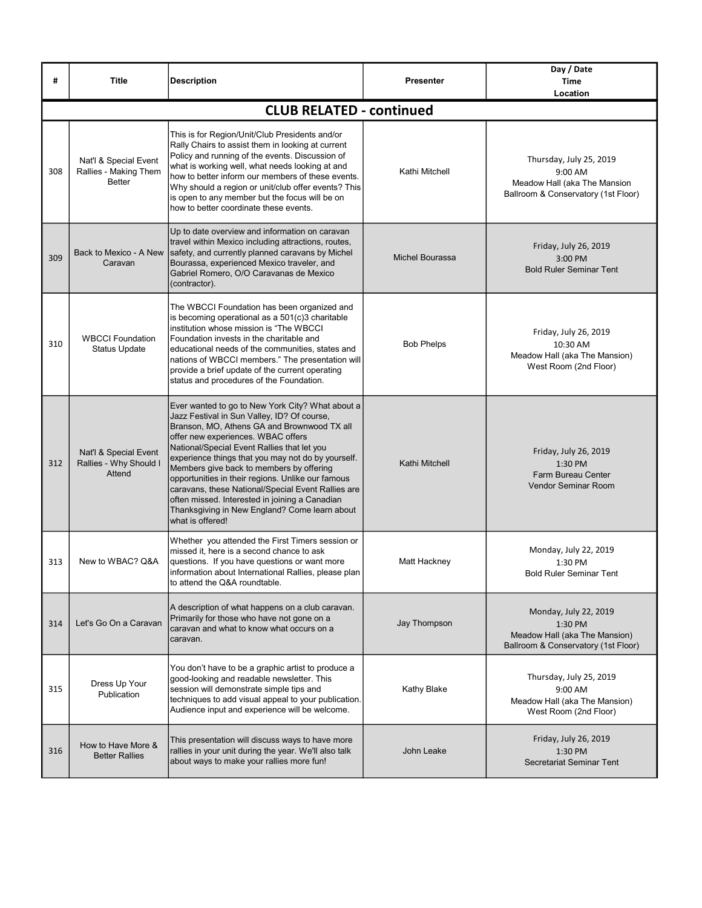| # | Title | Description | Presenter | Day / Date<br>Time<br>Location |
|---|---|---|---|---|
| **CLUB RELATED - continued** | | | | |
| 308 | Nat'l & Special Event Rallies - Making Them Better | This is for Region/Unit/Club Presidents and/or Rally Chairs to assist them in looking at current Policy and running of the events. Discussion of what is working well, what needs looking at and how to better inform our members of these events. Why should a region or unit/club offer events? This is open to any member but the focus will be on how to better coordinate these events. | Kathi Mitchell | Thursday, July 25, 2019<br>9:00 AM<br>Meadow Hall (aka The Mansion Ballroom & Conservatory (1st Floor) |
| 309 | Back to Mexico - A New Caravan | Up to date overview and information on caravan travel within Mexico including attractions, routes, safety, and currently planned caravans by Michel Bourassa, experienced Mexico traveler, and Gabriel Romero, O/O Caravanas de Mexico (contractor). | Michel Bourassa | Friday, July 26, 2019<br>3:00 PM<br>Bold Ruler Seminar Tent |
| 310 | WBCCI Foundation Status Update | The WBCCI Foundation has been organized and is becoming operational as a 501(c)3 charitable institution whose mission is "The WBCCI Foundation invests in the charitable and educational needs of the communities, states and nations of WBCCI members." The presentation will provide a brief update of the current operating status and procedures of the Foundation. | Bob Phelps | Friday, July 26, 2019<br>10:30 AM<br>Meadow Hall (aka The Mansion)<br>West Room (2nd Floor) |
| 312 | Nat'l & Special Event Rallies - Why Should I Attend | Ever wanted to go to New York City? What about a Jazz Festival in Sun Valley, ID? Of course, Branson, MO, Athens GA and Brownwood TX all offer new experiences. WBAC offers National/Special Event Rallies that let you experience things that you may not do by yourself. Members give back to members by offering opportunities in their regions. Unlike our famous caravans, these National/Special Event Rallies are often missed. Interested in joining a Canadian Thanksgiving in New England? Come learn about what is offered! | Kathi Mitchell | Friday, July 26, 2019<br>1:30 PM<br>Farm Bureau Center<br>Vendor Seminar Room |
| 313 | New to WBAC? Q&A | Whether you attended the First Timers session or missed it, here is a second chance to ask questions. If you have questions or want more information about International Rallies, please plan to attend the Q&A roundtable. | Matt Hackney | Monday, July 22, 2019<br>1:30 PM<br>Bold Ruler Seminar Tent |
| 314 | Let's Go On a Caravan | A description of what happens on a club caravan. Primarily for those who have not gone on a caravan and what to know what occurs on a caravan. | Jay Thompson | Monday, July 22, 2019<br>1:30 PM<br>Meadow Hall (aka The Mansion)<br>Ballroom & Conservatory (1st Floor) |
| 315 | Dress Up Your Publication | You don't have to be a graphic artist to produce a good-looking and readable newsletter. This session will demonstrate simple tips and techniques to add visual appeal to your publication. Audience input and experience will be welcome. | Kathy Blake | Thursday, July 25, 2019<br>9:00 AM<br>Meadow Hall (aka The Mansion)<br>West Room (2nd Floor) |
| 316 | How to Have More & Better Rallies | This presentation will discuss ways to have more rallies in your unit during the year. We'll also talk about ways to make your rallies more fun! | John Leake | Friday, July 26, 2019<br>1:30 PM<br>Secretariat Seminar Tent |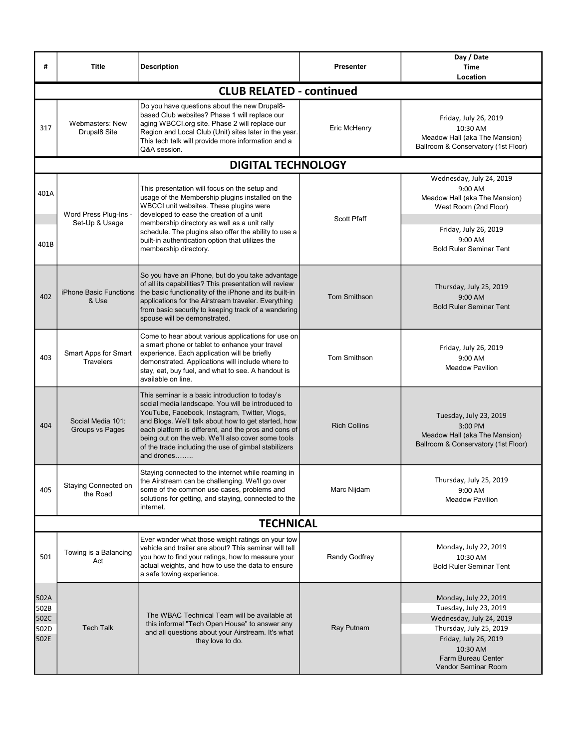| # | Title | Description | Presenter | Day / Date<br>Time<br>Location |
|---|---|---|---|---|
| **CLUB RELATED - continued** | | | | |
| 317 | Webmasters: New Drupal8 Site | Do you have questions about the new Drupal8-based Club websites? Phase 1 will replace our aging WBCCI.org site. Phase 2 will replace our Region and Local Club (Unit) sites later in the year. This tech talk will provide more information and a Q&A session. | Eric McHenry | Friday, July 26, 2019<br>10:30 AM<br>Meadow Hall (aka The Mansion)<br>Ballroom & Conservatory (1st Floor) |
| **DIGITAL TECHNOLOGY** | | | | |
| 401A | Word Press Plug-Ins - Set-Up & Usage | This presentation will focus on the setup and usage of the Membership plugins installed on the WBCCI unit websites. These plugins were developed to ease the creation of a unit membership directory as well as a unit rally schedule. The plugins also offer the ability to use a built-in authentication option that utilizes the membership directory. | Scott Pfaff | Wednesday, July 24, 2019<br>9:00 AM<br>Meadow Hall (aka The Mansion)<br>West Room (2nd Floor) |
| 401B | | | | Friday, July 26, 2019<br>9:00 AM<br>Bold Ruler Seminar Tent |
| 402 | iPhone Basic Functions & Use | So you have an iPhone, but do you take advantage of all its capabilities? This presentation will review the basic functionality of the iPhone and its built-in applications for the Airstream traveler. Everything from basic security to keeping track of a wandering spouse will be demonstrated. | Tom Smithson | Thursday, July 25, 2019<br>9:00 AM<br>Bold Ruler Seminar Tent |
| 403 | Smart Apps for Smart Travelers | Come to hear about various applications for use on a smart phone or tablet to enhance your travel experience. Each application will be briefly demonstrated. Applications will include where to stay, eat, buy fuel, and what to see. A handout is available on line. | Tom Smithson | Friday, July 26, 2019<br>9:00 AM<br>Meadow Pavilion |
| 404 | Social Media 101: Groups vs Pages | This seminar is a basic introduction to today's social media landscape. You will be introduced to YouTube, Facebook, Instagram, Twitter, Vlogs, and Blogs. We'll talk about how to get started, how each platform is different, and the pros and cons of being out on the web. We'll also cover some tools of the trade including the use of gimbal stabilizers and drones…….. | Rich Collins | Tuesday, July 23, 2019<br>3:00 PM<br>Meadow Hall (aka The Mansion)<br>Ballroom & Conservatory (1st Floor) |
| 405 | Staying Connected on the Road | Staying connected to the internet while roaming in the Airstream can be challenging. We'll go over some of the common use cases, problems and solutions for getting, and staying, connected to the internet. | Marc Nijdam | Thursday, July 25, 2019<br>9:00 AM<br>Meadow Pavilion |
| **TECHNICAL** | | | | |
| 501 | Towing is a Balancing Act | Ever wonder what those weight ratings on your tow vehicle and trailer are about? This seminar will tell you how to find your ratings, how to measure your actual weights, and how to use the data to ensure a safe towing experience. | Randy Godfrey | Monday, July 22, 2019<br>10:30 AM<br>Bold Ruler Seminar Tent |
| 502A<br>502B<br>502C<br>502D<br>502E | Tech Talk | The WBAC Technical Team will be available at this informal "Tech Open House" to answer any and all questions about your Airstream. It's what they love to do. | Ray Putnam | Monday, July 22, 2019<br>Tuesday, July 23, 2019<br>Wednesday, July 24, 2019<br>Thursday, July 25, 2019<br>Friday, July 26, 2019<br>10:30 AM<br>Farm Bureau Center<br>Vendor Seminar Room |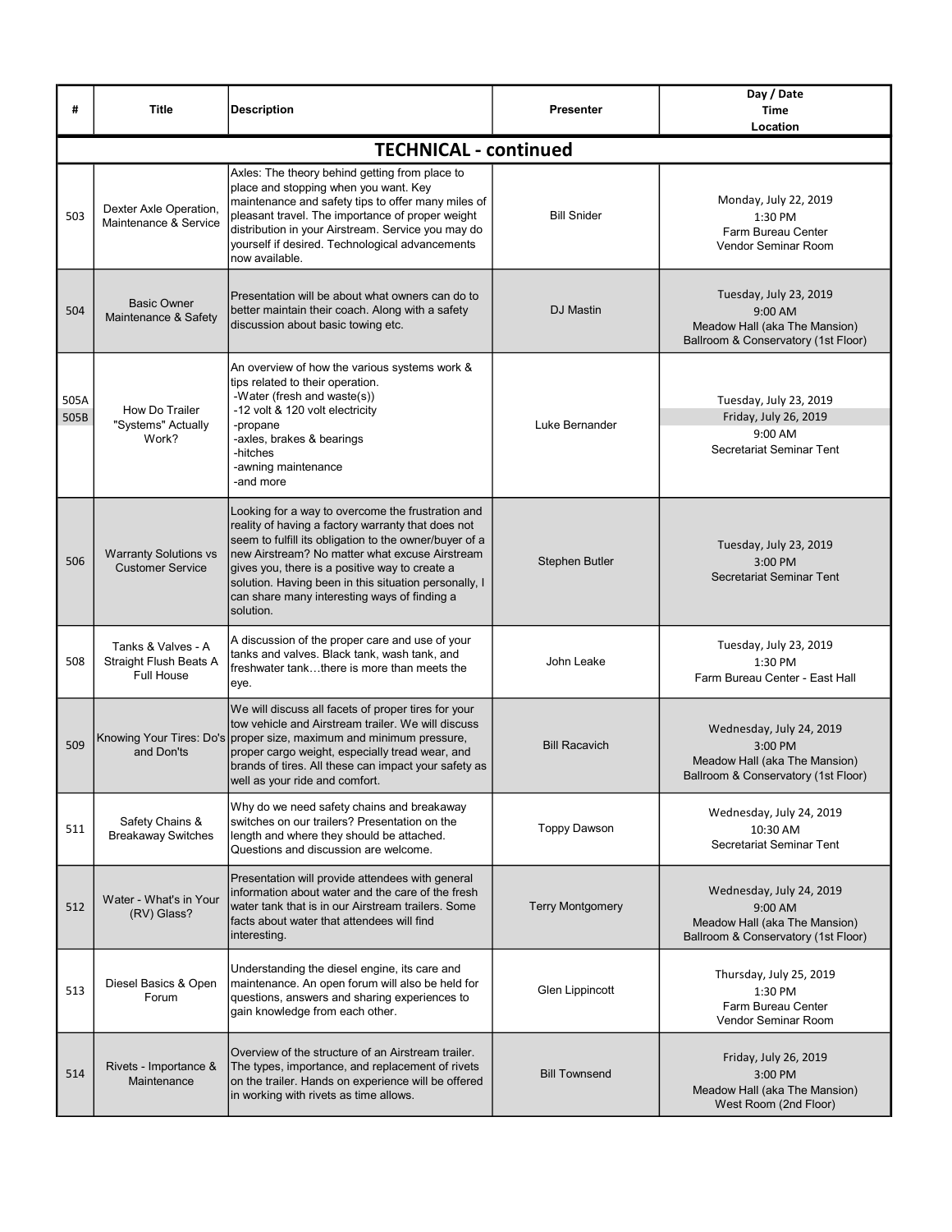| # | Title | Description | Presenter | Day / Date Time Location |
|---|---|---|---|---|
| **TECHNICAL - continued** | | | | |
| 503 | Dexter Axle Operation, Maintenance & Service | Axles: The theory behind getting from place to place and stopping when you want. Key maintenance and safety tips to offer many miles of pleasant travel. The importance of proper weight distribution in your Airstream. Service you may do yourself if desired. Technological advancements now available. | Bill Snider | Monday, July 22, 2019<br>1:30 PM<br>Farm Bureau Center<br>Vendor Seminar Room |
| 504 | Basic Owner Maintenance & Safety | Presentation will be about what owners can do to better maintain their coach. Along with a safety discussion about basic towing etc. | DJ Mastin | Tuesday, July 23, 2019<br>9:00 AM<br>Meadow Hall (aka The Mansion)<br>Ballroom & Conservatory (1st Floor) |
| 505A<br>505B | How Do Trailer "Systems" Actually Work? | An overview of how the various systems work & tips related to their operation.<br>-Water (fresh and waste(s))<br>-12 volt & 120 volt electricity<br>-propane<br>-axles, brakes & bearings<br>-hitches<br>-awning maintenance<br>-and more | Luke Bernander | Tuesday, July 23, 2019<br>Friday, July 26, 2019<br>9:00 AM<br>Secretariat Seminar Tent |
| 506 | Warranty Solutions vs Customer Service | Looking for a way to overcome the frustration and reality of having a factory warranty that does not seem to fulfill its obligation to the owner/buyer of a new Airstream? No matter what excuse Airstream gives you, there is a positive way to create a solution. Having been in this situation personally, I can share many interesting ways of finding a solution. | Stephen Butler | Tuesday, July 23, 2019<br>3:00 PM<br>Secretariat Seminar Tent |
| 508 | Tanks & Valves - A Straight Flush Beats A Full House | A discussion of the proper care and use of your tanks and valves. Black tank, wash tank, and freshwater tank…there is more than meets the eye. | John Leake | Tuesday, July 23, 2019<br>1:30 PM<br>Farm Bureau Center - East Hall |
| 509 | Knowing Your Tires: Do's and Don'ts | We will discuss all facets of proper tires for your tow vehicle and Airstream trailer. We will discuss proper size, maximum and minimum pressure, proper cargo weight, especially tread wear, and brands of tires. All these can impact your safety as well as your ride and comfort. | Bill Racavich | Wednesday, July 24, 2019<br>3:00 PM<br>Meadow Hall (aka The Mansion)<br>Ballroom & Conservatory (1st Floor) |
| 511 | Safety Chains & Breakaway Switches | Why do we need safety chains and breakaway switches on our trailers? Presentation on the length and where they should be attached. Questions and discussion are welcome. | Toppy Dawson | Wednesday, July 24, 2019<br>10:30 AM<br>Secretariat Seminar Tent |
| 512 | Water - What's in Your (RV) Glass? | Presentation will provide attendees with general information about water and the care of the fresh water tank that is in our Airstream trailers. Some facts about water that attendees will find interesting. | Terry Montgomery | Wednesday, July 24, 2019<br>9:00 AM<br>Meadow Hall (aka The Mansion)<br>Ballroom & Conservatory (1st Floor) |
| 513 | Diesel Basics & Open Forum | Understanding the diesel engine, its care and maintenance. An open forum will also be held for questions, answers and sharing experiences to gain knowledge from each other. | Glen Lippincott | Thursday, July 25, 2019<br>1:30 PM<br>Farm Bureau Center<br>Vendor Seminar Room |
| 514 | Rivets - Importance & Maintenance | Overview of the structure of an Airstream trailer. The types, importance, and replacement of rivets on the trailer. Hands on experience will be offered in working with rivets as time allows. | Bill Townsend | Friday, July 26, 2019<br>3:00 PM<br>Meadow Hall (aka The Mansion)<br>West Room (2nd Floor) |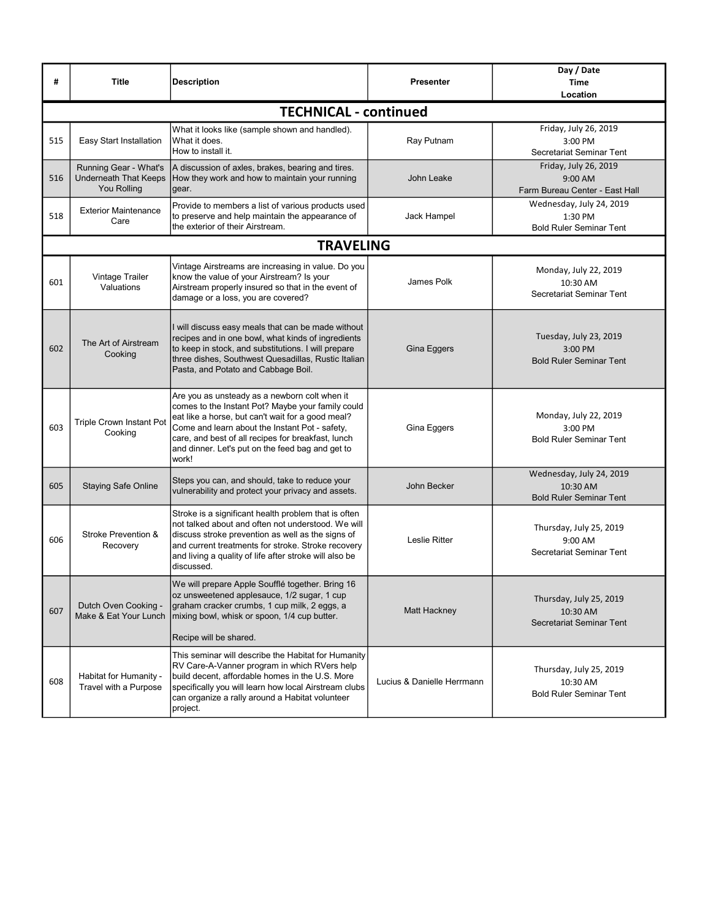| # | Title | Description | Presenter | Day / Date<br>Time<br>Location |
|---|---|---|---|---|
| **TECHNICAL - continued** | | | | |
| 515 | Easy Start Installation | What it looks like (sample shown and handled).<br>What it does.<br>How to install it. | Ray Putnam | Friday, July 26, 2019<br>3:00 PM<br>Secretariat Seminar Tent |
| 516 | Running Gear - What's Underneath That Keeps You Rolling | A discussion of axles, brakes, bearing and tires. How they work and how to maintain your running gear. | John Leake | Friday, July 26, 2019<br>9:00 AM<br>Farm Bureau Center - East Hall |
| 518 | Exterior Maintenance Care | Provide to members a list of various products used to preserve and help maintain the appearance of the exterior of their Airstream. | Jack Hampel | Wednesday, July 24, 2019<br>1:30 PM<br>Bold Ruler Seminar Tent |
| **TRAVELING** | | | | |
| 601 | Vintage Trailer Valuations | Vintage Airstreams are increasing in value. Do you know the value of your Airstream? Is your Airstream properly insured so that in the event of damage or a loss, you are covered? | James Polk | Monday, July 22, 2019<br>10:30 AM<br>Secretariat Seminar Tent |
| 602 | The Art of Airstream Cooking | I will discuss easy meals that can be made without recipes and in one bowl, what kinds of ingredients to keep in stock, and substitutions. I will prepare three dishes, Southwest Quesadillas, Rustic Italian Pasta, and Potato and Cabbage Boil. | Gina Eggers | Tuesday, July 23, 2019<br>3:00 PM<br>Bold Ruler Seminar Tent |
| 603 | Triple Crown Instant Pot Cooking | Are you as unsteady as a newborn colt when it comes to the Instant Pot? Maybe your family could eat like a horse, but can't wait for a good meal? Come and learn about the Instant Pot - safety, care, and best of all recipes for breakfast, lunch and dinner. Let's put on the feed bag and get to work! | Gina Eggers | Monday, July 22, 2019<br>3:00 PM<br>Bold Ruler Seminar Tent |
| 605 | Staying Safe Online | Steps you can, and should, take to reduce your vulnerability and protect your privacy and assets. | John Becker | Wednesday, July 24, 2019<br>10:30 AM<br>Bold Ruler Seminar Tent |
| 606 | Stroke Prevention & Recovery | Stroke is a significant health problem that is often not talked about and often not understood. We will discuss stroke prevention as well as the signs of and current treatments for stroke. Stroke recovery and living a quality of life after stroke will also be discussed. | Leslie Ritter | Thursday, July 25, 2019<br>9:00 AM<br>Secretariat Seminar Tent |
| 607 | Dutch Oven Cooking - Make & Eat Your Lunch | We will prepare Apple Soufflé together. Bring 16 oz unsweetened applesauce, 1/2 sugar, 1 cup graham cracker crumbs, 1 cup milk, 2 eggs, a mixing bowl, whisk or spoon, 1/4 cup butter.<br><br>Recipe will be shared. | Matt Hackney | Thursday, July 25, 2019<br>10:30 AM<br>Secretariat Seminar Tent |
| 608 | Habitat for Humanity - Travel with a Purpose | This seminar will describe the Habitat for Humanity RV Care-A-Vanner program in which RVers help build decent, affordable homes in the U.S. More specifically you will learn how local Airstream clubs can organize a rally around a Habitat volunteer project. | Lucius & Danielle Herrmann | Thursday, July 25, 2019<br>10:30 AM<br>Bold Ruler Seminar Tent |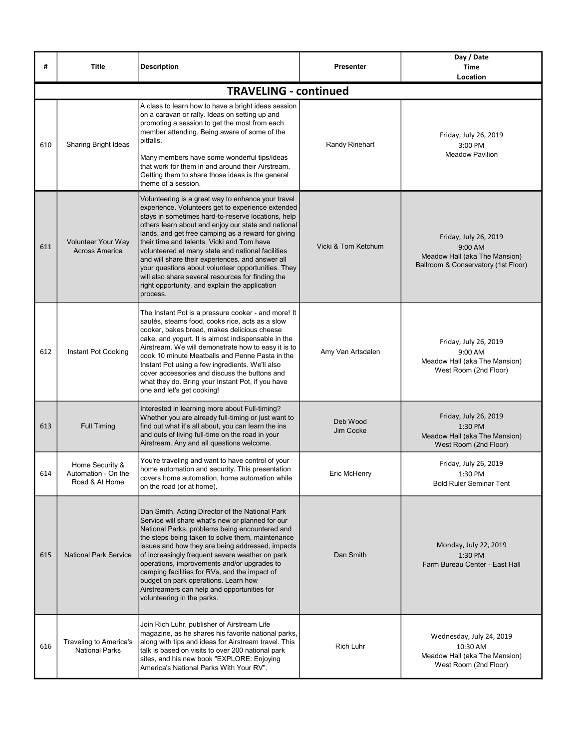| # | Title | Description | Presenter | Day / Date<br>Time<br>Location |
|---|---|---|---|---|
| **TRAVELING - continued** | | | | |
| 610 | Sharing Bright Ideas | A class to learn how to have a bright ideas session on a caravan or rally. Ideas on setting up and promoting a session to get the most from each member attending. Being aware of some of the pitfalls.<br><br>Many members have some wonderful tips/ideas that work for them in and around their Airstream. Getting them to share those ideas is the general theme of a session. | Randy Rinehart | Friday, July 26, 2019<br>3:00 PM<br>Meadow Pavilion |
| 611 | Volunteer Your Way Across America | Volunteering is a great way to enhance your travel experience. Volunteers get to experience extended stays in sometimes hard-to-reserve locations, help others learn about and enjoy our state and national lands, and get free camping as a reward for giving their time and talents. Vicki and Tom have volunteered at many state and national facilities and will share their experiences, and answer all your questions about volunteer opportunities. They will also share several resources for finding the right opportunity, and explain the application process. | Vicki & Tom Ketchum | Friday, July 26, 2019<br>9:00 AM<br>Meadow Hall (aka The Mansion)<br>Ballroom & Conservatory (1st Floor) |
| 612 | Instant Pot Cooking | The Instant Pot is a pressure cooker - and more! It sautés, steams food, cooks rice, acts as a slow cooker, bakes bread, makes delicious cheese cake, and yogurt. It is almost indispensable in the Airstream. We will demonstrate how to easy it is to cook 10 minute Meatballs and Penne Pasta in the Instant Pot using a few ingredients. We'll also cover accessories and discuss the buttons and what they do. Bring your Instant Pot, if you have one and let's get cooking! | Amy Van Artsdalen | Friday, July 26, 2019<br>9:00 AM<br>Meadow Hall (aka The Mansion)<br>West Room (2nd Floor) |
| 613 | Full Timing | Interested in learning more about Full-timing? Whether you are already full-timing or just want to find out what it's all about, you can learn the ins and outs of living full-time on the road in your Airstream. Any and all questions welcome. | Deb Wood<br>Jim Cocke | Friday, July 26, 2019<br>1:30 PM<br>Meadow Hall (aka The Mansion)<br>West Room (2nd Floor) |
| 614 | Home Security & Automation - On the Road & At Home | You're traveling and want to have control of your home automation and security. This presentation covers home automation, home automation while on the road (or at home). | Eric McHenry | Friday, July 26, 2019<br>1:30 PM<br>Bold Ruler Seminar Tent |
| 615 | National Park Service | Dan Smith, Acting Director of the National Park Service will share what's new or planned for our National Parks, problems being encountered and the steps being taken to solve them, maintenance issues and how they are being addressed, impacts of increasingly frequent severe weather on park operations, improvements and/or upgrades to camping facilities for RVs, and the impact of budget on park operations. Learn how Airstreamers can help and opportunities for volunteering in the parks. | Dan Smith | Monday, July 22, 2019<br>1:30 PM<br>Farm Bureau Center - East Hall |
| 616 | Traveling to America's National Parks | Join Rich Luhr, publisher of Airstream Life magazine, as he shares his favorite national parks, along with tips and ideas for Airstream travel. This talk is based on visits to over 200 national park sites, and his new book "EXPLORE: Enjoying America's National Parks With Your RV". | Rich Luhr | Wednesday, July 24, 2019<br>10:30 AM<br>Meadow Hall (aka The Mansion)<br>West Room (2nd Floor) |